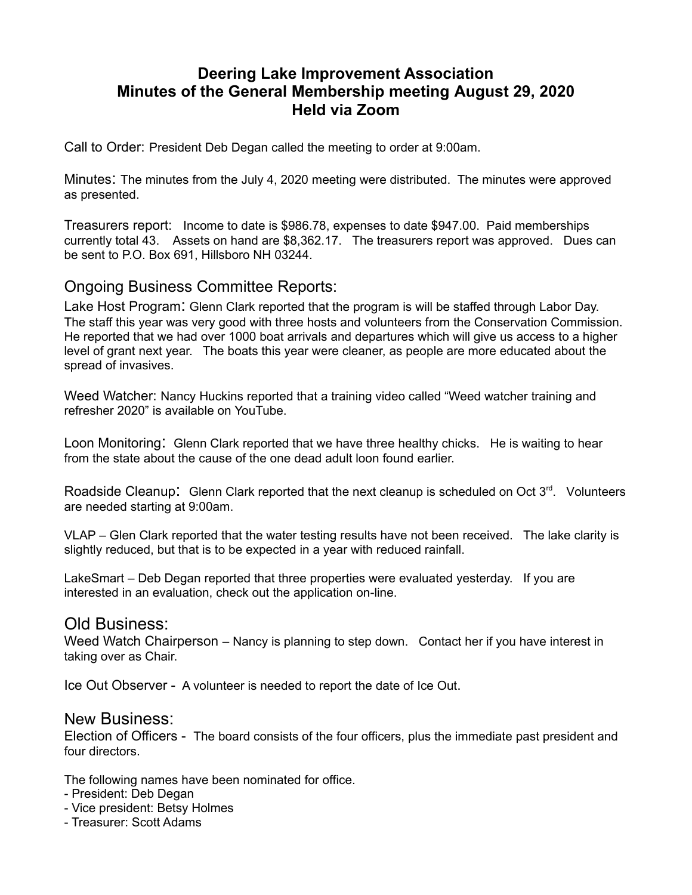# Deering Lake Improvement Association
# Minutes of the General Membership meeting August 29, 2020
# Held via Zoom

Call to Order: President Deb Degan called the meeting to order at 9:00am.

Minutes: The minutes from the July 4, 2020 meeting were distributed. The minutes were approved as presented.

Treasurers report: Income to date is $986.78, expenses to date $947.00. Paid memberships currently total 43. Assets on hand are $8,362.17. The treasurers report was approved. Dues can be sent to P.O. Box 691, Hillsboro NH 03244.

## Ongoing Business Committee Reports:

Lake Host Program: Glenn Clark reported that the program is will be staffed through Labor Day. The staff this year was very good with three hosts and volunteers from the Conservation Commission. He reported that we had over 1000 boat arrivals and departures which will give us access to a higher level of grant next year. The boats this year were cleaner, as people are more educated about the spread of invasives.

Weed Watcher: Nancy Huckins reported that a training video called "Weed watcher training and refresher 2020" is available on YouTube.

Loon Monitoring: Glenn Clark reported that we have three healthy chicks. He is waiting to hear from the state about the cause of the one dead adult loon found earlier.

Roadside Cleanup: Glenn Clark reported that the next cleanup is scheduled on Oct 3rd. Volunteers are needed starting at 9:00am.

VLAP – Glen Clark reported that the water testing results have not been received. The lake clarity is slightly reduced, but that is to be expected in a year with reduced rainfall.

LakeSmart – Deb Degan reported that three properties were evaluated yesterday. If you are interested in an evaluation, check out the application on-line.

## Old Business:

Weed Watch Chairperson – Nancy is planning to step down. Contact her if you have interest in taking over as Chair.

Ice Out Observer - A volunteer is needed to report the date of Ice Out.

## New Business:

Election of Officers - The board consists of the four officers, plus the immediate past president and four directors.

The following names have been nominated for office.

- President: Deb Degan
- Vice president: Betsy Holmes
- Treasurer: Scott Adams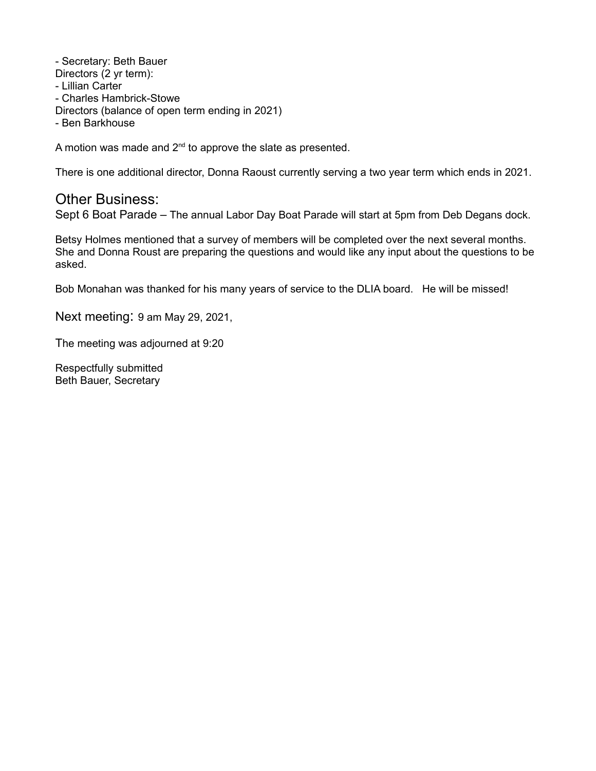- Secretary: Beth Bauer

Directors (2 yr term):

- Lillian Carter
- Charles Hambrick-Stowe

Directors (balance of open term ending in 2021)

- Ben Barkhouse

A motion was made and 2[nd] to approve the slate as presented.

There is one additional director, Donna Raoust currently serving a two year term which ends in 2021.

## Other Business:

Sept 6 Boat Parade – The annual Labor Day Boat Parade will start at 5pm from Deb Degans dock.

Betsy Holmes mentioned that a survey of members will be completed over the next several months. She and Donna Roust are preparing the questions and would like any input about the questions to be asked.

Bob Monahan was thanked for his many years of service to the DLIA board. He will be missed!

Next meeting: 9 am May 29, 2021,

The meeting was adjourned at 9:20

Respectfully submitted
Beth Bauer, Secretary